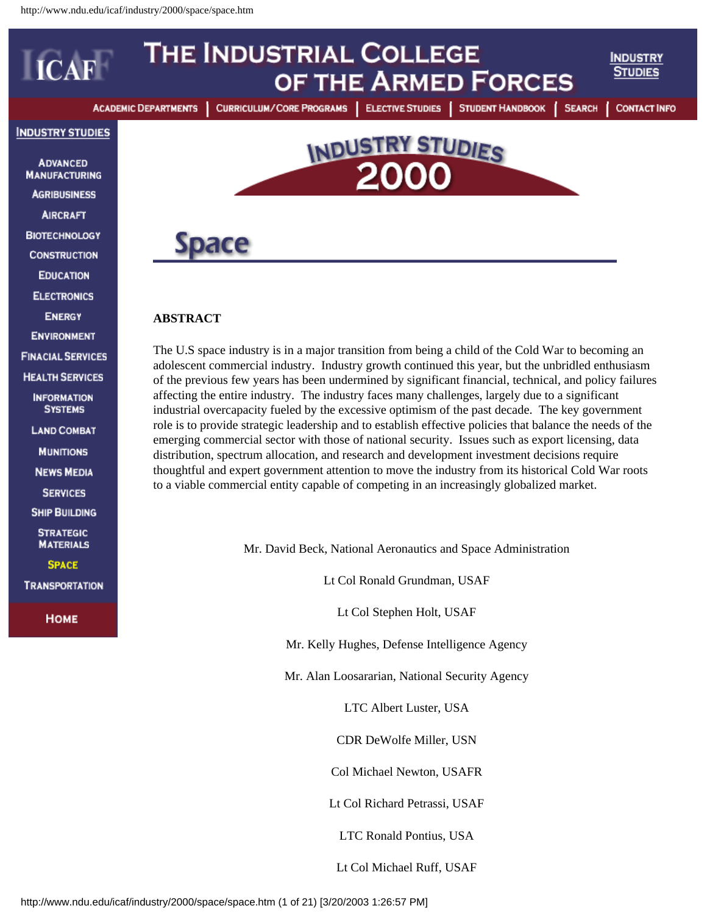# Industry Studies 2000

## Space

**ABSTRACT**

The U.S space industry is in a major transition from being a child of the Cold War to becoming an adolescent commercial industry. Industry growth continued this year, but the unbridled enthusiasm of the previous few years has been undermined by significant financial, technical, and policy failures affecting the entire industry. The industry faces many challenges, largely due to a significant industrial overcapacity fueled by the excessive optimism of the past decade. The key government role is to provide strategic leadership and to establish effective policies that balance the needs of the emerging commercial sector with those of national security. Issues such as export licensing, data distribution, spectrum allocation, and research and development investment decisions require thoughtful and expert government attention to move the industry from its historical Cold War roots to a viable commercial entity capable of competing in an increasingly globalized market.

Mr. David Beck, National Aeronautics and Space Administration

Lt Col Ronald Grundman, USAF

Lt Col Stephen Holt, USAF

Mr. Kelly Hughes, Defense Intelligence Agency

Mr. Alan Loosararian, National Security Agency

LTC Albert Luster, USA

CDR DeWolfe Miller, USN

Col Michael Newton, USAFR

Lt Col Richard Petrassi, USAF

LTC Ronald Pontius, USA

Lt Col Michael Ruff, USAF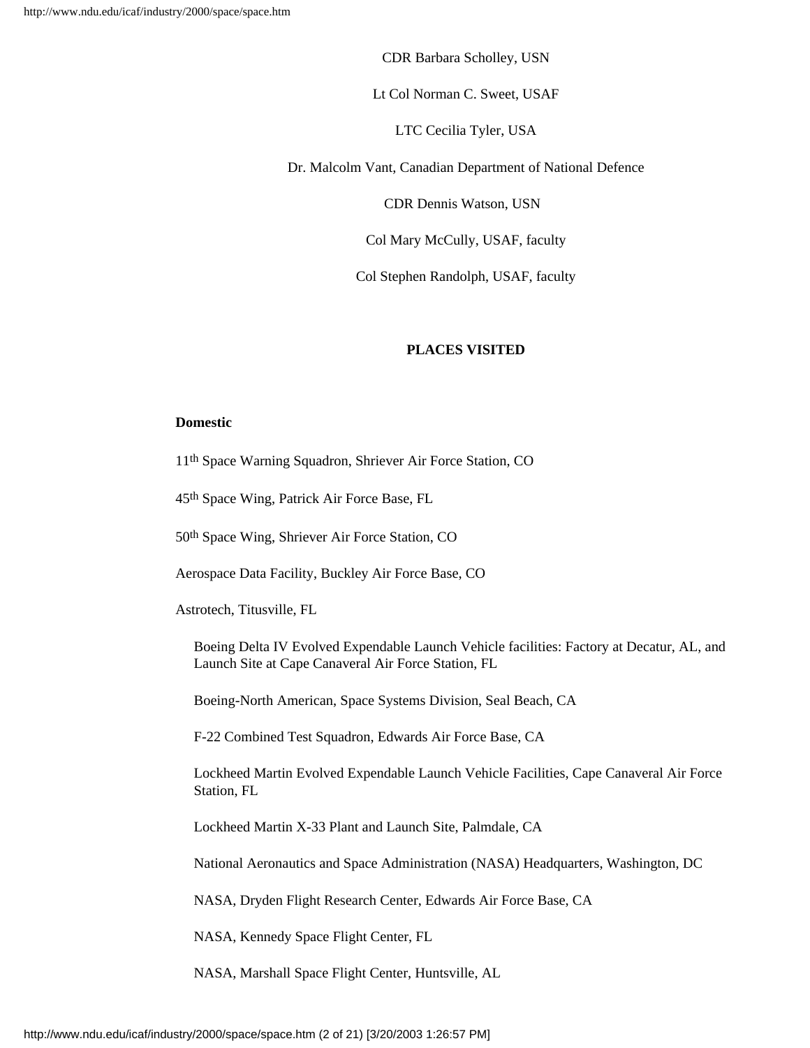CDR Barbara Scholley, USN

Lt Col Norman C. Sweet, USAF

LTC Cecilia Tyler, USA

Dr. Malcolm Vant, Canadian Department of National Defence

CDR Dennis Watson, USN

Col Mary McCully, USAF, faculty

Col Stephen Randolph, USAF, faculty

## PLACES VISITED

**Domestic**

11th Space Warning Squadron, Shriever Air Force Station, CO

45th Space Wing, Patrick Air Force Base, FL

50th Space Wing, Shriever Air Force Station, CO

Aerospace Data Facility, Buckley Air Force Base, CO

Astrotech, Titusville, FL

Boeing Delta IV Evolved Expendable Launch Vehicle facilities: Factory at Decatur, AL, and Launch Site at Cape Canaveral Air Force Station, FL

Boeing-North American, Space Systems Division, Seal Beach, CA

F-22 Combined Test Squadron, Edwards Air Force Base, CA

Lockheed Martin Evolved Expendable Launch Vehicle Facilities, Cape Canaveral Air Force Station, FL

Lockheed Martin X-33 Plant and Launch Site, Palmdale, CA

National Aeronautics and Space Administration (NASA) Headquarters, Washington, DC

NASA, Dryden Flight Research Center, Edwards Air Force Base, CA

NASA, Kennedy Space Flight Center, FL

NASA, Marshall Space Flight Center, Huntsville, AL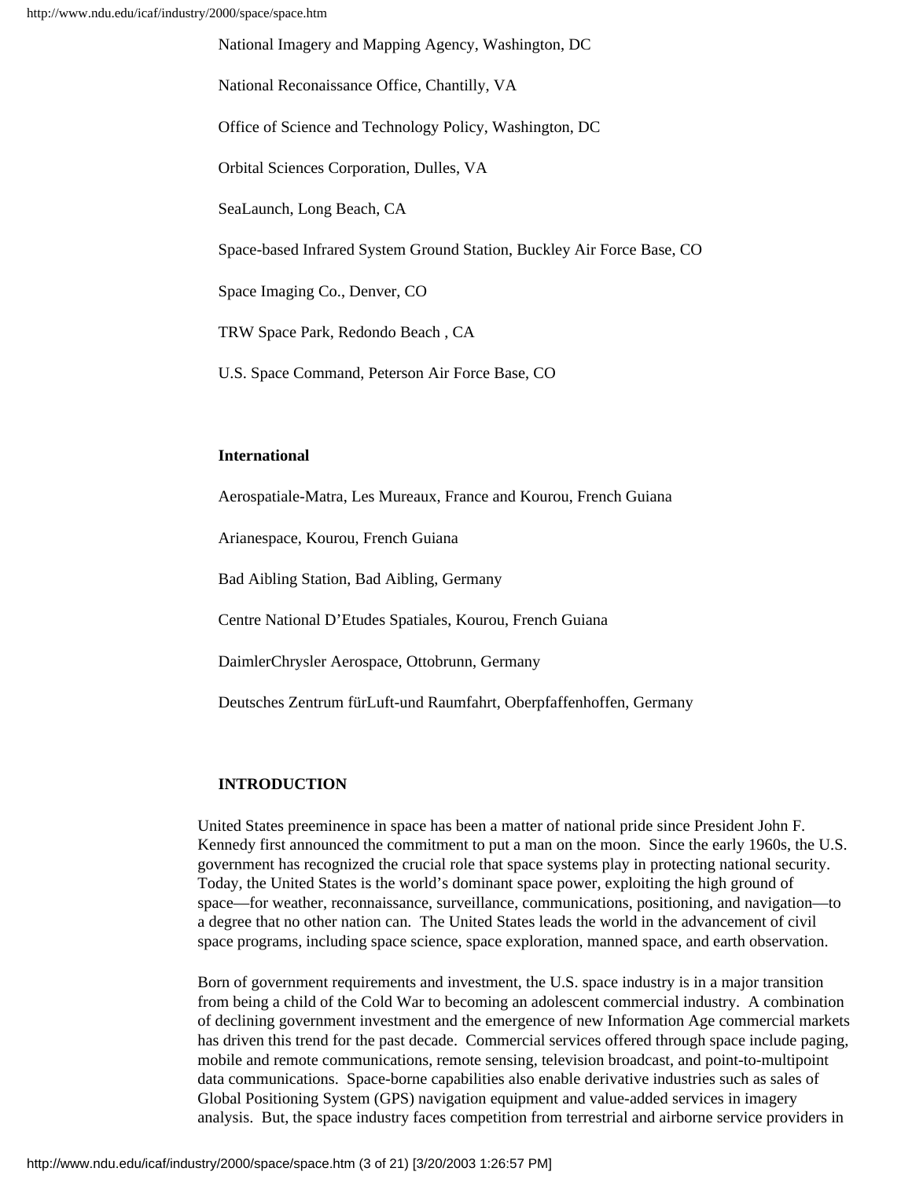National Imagery and Mapping Agency, Washington, DC

National Reconaissance Office, Chantilly, VA

Office of Science and Technology Policy, Washington, DC

Orbital Sciences Corporation, Dulles, VA

SeaLaunch, Long Beach, CA

Space-based Infrared System Ground Station, Buckley Air Force Base, CO

Space Imaging Co., Denver, CO

TRW Space Park, Redondo Beach , CA

U.S. Space Command, Peterson Air Force Base, CO

**International**

Aerospatiale-Matra, Les Mureaux, France and Kourou, French Guiana

Arianespace, Kourou, French Guiana

Bad Aibling Station, Bad Aibling, Germany

Centre National D'Etudes Spatiales, Kourou, French Guiana

DaimlerChrysler Aerospace, Ottobrunn, Germany

Deutsches Zentrum fürLuft-und Raumfahrt, Oberpfaffenhoffen, Germany

**INTRODUCTION**

United States preeminence in space has been a matter of national pride since President John F. Kennedy first announced the commitment to put a man on the moon. Since the early 1960s, the U.S. government has recognized the crucial role that space systems play in protecting national security. Today, the United States is the world's dominant space power, exploiting the high ground of space—for weather, reconnaissance, surveillance, communications, positioning, and navigation—to a degree that no other nation can. The United States leads the world in the advancement of civil space programs, including space science, space exploration, manned space, and earth observation.

Born of government requirements and investment, the U.S. space industry is in a major transition from being a child of the Cold War to becoming an adolescent commercial industry. A combination of declining government investment and the emergence of new Information Age commercial markets has driven this trend for the past decade. Commercial services offered through space include paging, mobile and remote communications, remote sensing, television broadcast, and point-to-multipoint data communications. Space-borne capabilities also enable derivative industries such as sales of Global Positioning System (GPS) navigation equipment and value-added services in imagery analysis. But, the space industry faces competition from terrestrial and airborne service providers in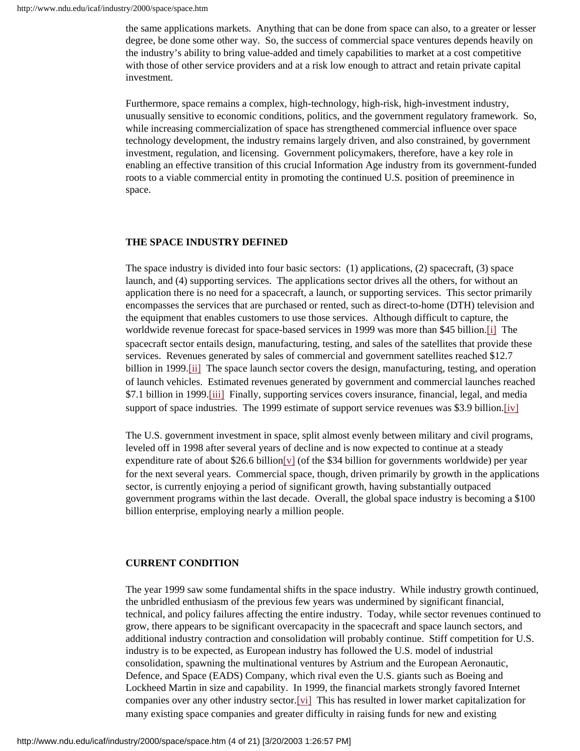the same applications markets. Anything that can be done from space can also, to a greater or lesser degree, be done some other way. So, the success of commercial space ventures depends heavily on the industry's ability to bring value-added and timely capabilities to market at a cost competitive with those of other service providers and at a risk low enough to attract and retain private capital investment.

Furthermore, space remains a complex, high-technology, high-risk, high-investment industry, unusually sensitive to economic conditions, politics, and the government regulatory framework. So, while increasing commercialization of space has strengthened commercial influence over space technology development, the industry remains largely driven, and also constrained, by government investment, regulation, and licensing. Government policymakers, therefore, have a key role in enabling an effective transition of this crucial Information Age industry from its government-funded roots to a viable commercial entity in promoting the continued U.S. position of preeminence in space.

**THE SPACE INDUSTRY DEFINED**

The space industry is divided into four basic sectors: (1) applications, (2) spacecraft, (3) space launch, and (4) supporting services. The applications sector drives all the others, for without an application there is no need for a spacecraft, a launch, or supporting services. This sector primarily encompasses the services that are purchased or rented, such as direct-to-home (DTH) television and the equipment that enables customers to use those services. Although difficult to capture, the worldwide revenue forecast for space-based services in 1999 was more than $45 billion.[i] The spacecraft sector entails design, manufacturing, testing, and sales of the satellites that provide these services. Revenues generated by sales of commercial and government satellites reached $12.7 billion in 1999.[ii] The space launch sector covers the design, manufacturing, testing, and operation of launch vehicles. Estimated revenues generated by government and commercial launches reached $7.1 billion in 1999.[iii] Finally, supporting services covers insurance, financial, legal, and media support of space industries. The 1999 estimate of support service revenues was $3.9 billion.[iv]

The U.S. government investment in space, split almost evenly between military and civil programs, leveled off in 1998 after several years of decline and is now expected to continue at a steady expenditure rate of about $26.6 billion[v] (of the $34 billion for governments worldwide) per year for the next several years. Commercial space, though, driven primarily by growth in the applications sector, is currently enjoying a period of significant growth, having substantially outpaced government programs within the last decade. Overall, the global space industry is becoming a $100 billion enterprise, employing nearly a million people.

**CURRENT CONDITION**

The year 1999 saw some fundamental shifts in the space industry. While industry growth continued, the unbridled enthusiasm of the previous few years was undermined by significant financial, technical, and policy failures affecting the entire industry. Today, while sector revenues continued to grow, there appears to be significant overcapacity in the spacecraft and space launch sectors, and additional industry contraction and consolidation will probably continue. Stiff competition for U.S. industry is to be expected, as European industry has followed the U.S. model of industrial consolidation, spawning the multinational ventures by Astrium and the European Aeronautic, Defence, and Space (EADS) Company, which rival even the U.S. giants such as Boeing and Lockheed Martin in size and capability. In 1999, the financial markets strongly favored Internet companies over any other industry sector.[vi] This has resulted in lower market capitalization for many existing space companies and greater difficulty in raising funds for new and existing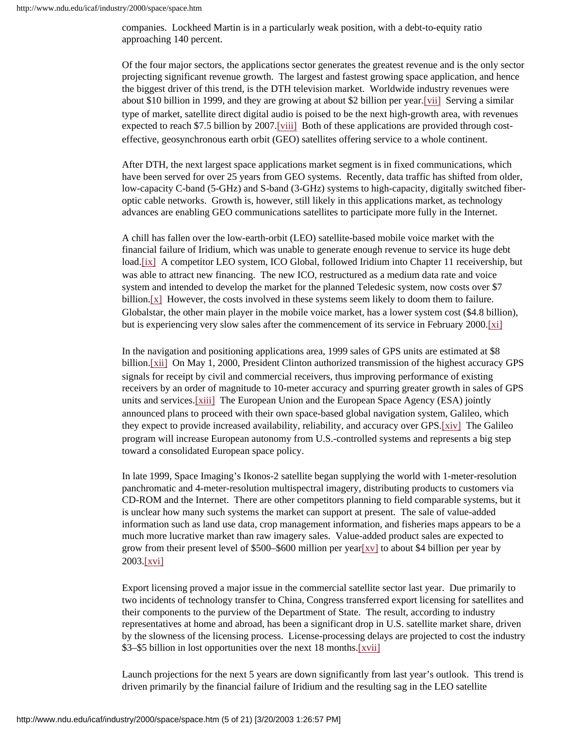companies. Lockheed Martin is in a particularly weak position, with a debt-to-equity ratio approaching 140 percent.

Of the four major sectors, the applications sector generates the greatest revenue and is the only sector projecting significant revenue growth. The largest and fastest growing space application, and hence the biggest driver of this trend, is the DTH television market. Worldwide industry revenues were about $10 billion in 1999, and they are growing at about $2 billion per year.[vii] Serving a similar type of market, satellite direct digital audio is poised to be the next high-growth area, with revenues expected to reach $7.5 billion by 2007.[viii] Both of these applications are provided through cost-effective, geosynchronous earth orbit (GEO) satellites offering service to a whole continent.

After DTH, the next largest space applications market segment is in fixed communications, which have been served for over 25 years from GEO systems. Recently, data traffic has shifted from older, low-capacity C-band (5-GHz) and S-band (3-GHz) systems to high-capacity, digitally switched fiber-optic cable networks. Growth is, however, still likely in this applications market, as technology advances are enabling GEO communications satellites to participate more fully in the Internet.

A chill has fallen over the low-earth-orbit (LEO) satellite-based mobile voice market with the financial failure of Iridium, which was unable to generate enough revenue to service its huge debt load.[ix] A competitor LEO system, ICO Global, followed Iridium into Chapter 11 receivership, but was able to attract new financing. The new ICO, restructured as a medium data rate and voice system and intended to develop the market for the planned Teledesic system, now costs over $7 billion.[x] However, the costs involved in these systems seem likely to doom them to failure. Globalstar, the other main player in the mobile voice market, has a lower system cost ($4.8 billion), but is experiencing very slow sales after the commencement of its service in February 2000.[xi]

In the navigation and positioning applications area, 1999 sales of GPS units are estimated at $8 billion.[xii] On May 1, 2000, President Clinton authorized transmission of the highest accuracy GPS signals for receipt by civil and commercial receivers, thus improving performance of existing receivers by an order of magnitude to 10-meter accuracy and spurring greater growth in sales of GPS units and services.[xiii] The European Union and the European Space Agency (ESA) jointly announced plans to proceed with their own space-based global navigation system, Galileo, which they expect to provide increased availability, reliability, and accuracy over GPS.[xiv] The Galileo program will increase European autonomy from U.S.-controlled systems and represents a big step toward a consolidated European space policy.

In late 1999, Space Imaging's Ikonos-2 satellite began supplying the world with 1-meter-resolution panchromatic and 4-meter-resolution multispectral imagery, distributing products to customers via CD-ROM and the Internet. There are other competitors planning to field comparable systems, but it is unclear how many such systems the market can support at present. The sale of value-added information such as land use data, crop management information, and fisheries maps appears to be a much more lucrative market than raw imagery sales. Value-added product sales are expected to grow from their present level of $500–$600 million per year[xv] to about $4 billion per year by 2003.[xvi]

Export licensing proved a major issue in the commercial satellite sector last year. Due primarily to two incidents of technology transfer to China, Congress transferred export licensing for satellites and their components to the purview of the Department of State. The result, according to industry representatives at home and abroad, has been a significant drop in U.S. satellite market share, driven by the slowness of the licensing process. License-processing delays are projected to cost the industry $3–$5 billion in lost opportunities over the next 18 months.[xvii]

Launch projections for the next 5 years are down significantly from last year's outlook. This trend is driven primarily by the financial failure of Iridium and the resulting sag in the LEO satellite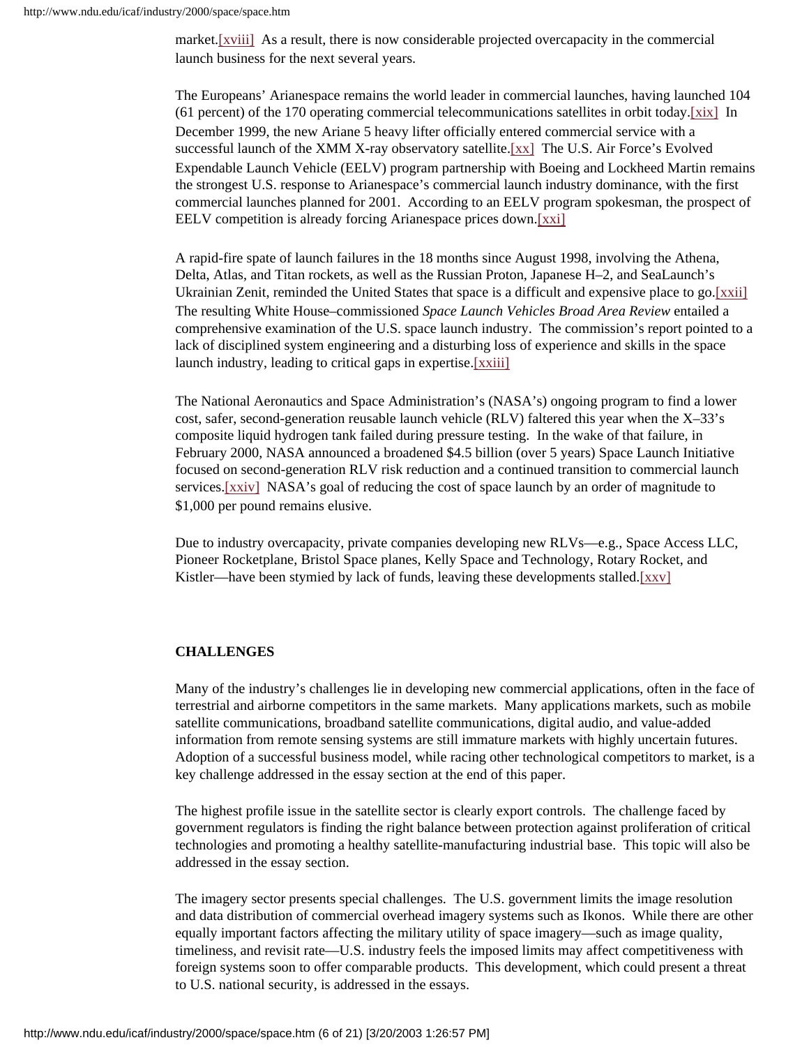market.[xviii] As a result, there is now considerable projected overcapacity in the commercial launch business for the next several years.

The Europeans' Arianespace remains the world leader in commercial launches, having launched 104 (61 percent) of the 170 operating commercial telecommunications satellites in orbit today.[xix] In December 1999, the new Ariane 5 heavy lifter officially entered commercial service with a successful launch of the XMM X-ray observatory satellite.[xx] The U.S. Air Force's Evolved Expendable Launch Vehicle (EELV) program partnership with Boeing and Lockheed Martin remains the strongest U.S. response to Arianespace's commercial launch industry dominance, with the first commercial launches planned for 2001. According to an EELV program spokesman, the prospect of EELV competition is already forcing Arianespace prices down.[xxi]

A rapid-fire spate of launch failures in the 18 months since August 1998, involving the Athena, Delta, Atlas, and Titan rockets, as well as the Russian Proton, Japanese H–2, and SeaLaunch's Ukrainian Zenit, reminded the United States that space is a difficult and expensive place to go.[xxii] The resulting White House–commissioned *Space Launch Vehicles Broad Area Review* entailed a comprehensive examination of the U.S. space launch industry. The commission's report pointed to a lack of disciplined system engineering and a disturbing loss of experience and skills in the space launch industry, leading to critical gaps in expertise.[xxiii]

The National Aeronautics and Space Administration's (NASA's) ongoing program to find a lower cost, safer, second-generation reusable launch vehicle (RLV) faltered this year when the X–33's composite liquid hydrogen tank failed during pressure testing. In the wake of that failure, in February 2000, NASA announced a broadened $4.5 billion (over 5 years) Space Launch Initiative focused on second-generation RLV risk reduction and a continued transition to commercial launch services.[xxiv] NASA's goal of reducing the cost of space launch by an order of magnitude to $1,000 per pound remains elusive.

Due to industry overcapacity, private companies developing new RLVs—e.g., Space Access LLC, Pioneer Rocketplane, Bristol Space planes, Kelly Space and Technology, Rotary Rocket, and Kistler—have been stymied by lack of funds, leaving these developments stalled.[xxv]

**CHALLENGES**

Many of the industry's challenges lie in developing new commercial applications, often in the face of terrestrial and airborne competitors in the same markets. Many applications markets, such as mobile satellite communications, broadband satellite communications, digital audio, and value-added information from remote sensing systems are still immature markets with highly uncertain futures. Adoption of a successful business model, while racing other technological competitors to market, is a key challenge addressed in the essay section at the end of this paper.

The highest profile issue in the satellite sector is clearly export controls. The challenge faced by government regulators is finding the right balance between protection against proliferation of critical technologies and promoting a healthy satellite-manufacturing industrial base. This topic will also be addressed in the essay section.

The imagery sector presents special challenges. The U.S. government limits the image resolution and data distribution of commercial overhead imagery systems such as Ikonos. While there are other equally important factors affecting the military utility of space imagery—such as image quality, timeliness, and revisit rate—U.S. industry feels the imposed limits may affect competitiveness with foreign systems soon to offer comparable products. This development, which could present a threat to U.S. national security, is addressed in the essays.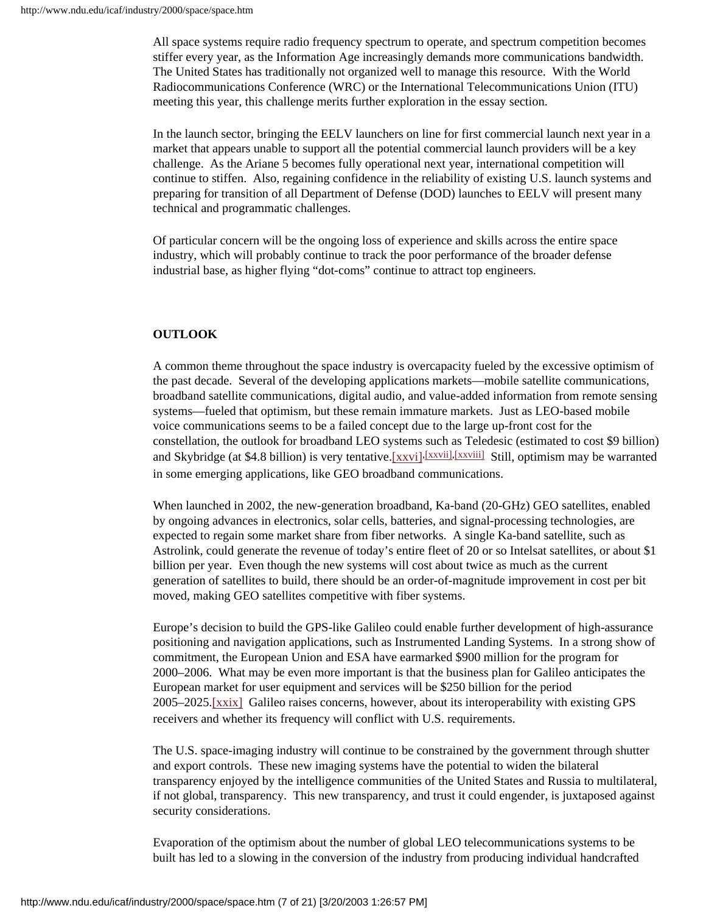All space systems require radio frequency spectrum to operate, and spectrum competition becomes stiffer every year, as the Information Age increasingly demands more communications bandwidth. The United States has traditionally not organized well to manage this resource. With the World Radiocommunications Conference (WRC) or the International Telecommunications Union (ITU) meeting this year, this challenge merits further exploration in the essay section.

In the launch sector, bringing the EELV launchers on line for first commercial launch next year in a market that appears unable to support all the potential commercial launch providers will be a key challenge. As the Ariane 5 becomes fully operational next year, international competition will continue to stiffen. Also, regaining confidence in the reliability of existing U.S. launch systems and preparing for transition of all Department of Defense (DOD) launches to EELV will present many technical and programmatic challenges.

Of particular concern will be the ongoing loss of experience and skills across the entire space industry, which will probably continue to track the poor performance of the broader defense industrial base, as higher flying "dot-coms" continue to attract top engineers.

**OUTLOOK**

A common theme throughout the space industry is overcapacity fueled by the excessive optimism of the past decade. Several of the developing applications markets—mobile satellite communications, broadband satellite communications, digital audio, and value-added information from remote sensing systems—fueled that optimism, but these remain immature markets. Just as LEO-based mobile voice communications seems to be a failed concept due to the large up-front cost for the constellation, the outlook for broadband LEO systems such as Teledesic (estimated to cost $9 billion) and Skybridge (at $4.8 billion) is very tentative.[xxvi],[xxvii],[xxviii] Still, optimism may be warranted in some emerging applications, like GEO broadband communications.

When launched in 2002, the new-generation broadband, Ka-band (20-GHz) GEO satellites, enabled by ongoing advances in electronics, solar cells, batteries, and signal-processing technologies, are expected to regain some market share from fiber networks. A single Ka-band satellite, such as Astrolink, could generate the revenue of today's entire fleet of 20 or so Intelsat satellites, or about $1 billion per year. Even though the new systems will cost about twice as much as the current generation of satellites to build, there should be an order-of-magnitude improvement in cost per bit moved, making GEO satellites competitive with fiber systems.

Europe's decision to build the GPS-like Galileo could enable further development of high-assurance positioning and navigation applications, such as Instrumented Landing Systems. In a strong show of commitment, the European Union and ESA have earmarked $900 million for the program for 2000–2006. What may be even more important is that the business plan for Galileo anticipates the European market for user equipment and services will be $250 billion for the period 2005–2025.[xxix] Galileo raises concerns, however, about its interoperability with existing GPS receivers and whether its frequency will conflict with U.S. requirements.

The U.S. space-imaging industry will continue to be constrained by the government through shutter and export controls. These new imaging systems have the potential to widen the bilateral transparency enjoyed by the intelligence communities of the United States and Russia to multilateral, if not global, transparency. This new transparency, and trust it could engender, is juxtaposed against security considerations.

Evaporation of the optimism about the number of global LEO telecommunications systems to be built has led to a slowing in the conversion of the industry from producing individual handcrafted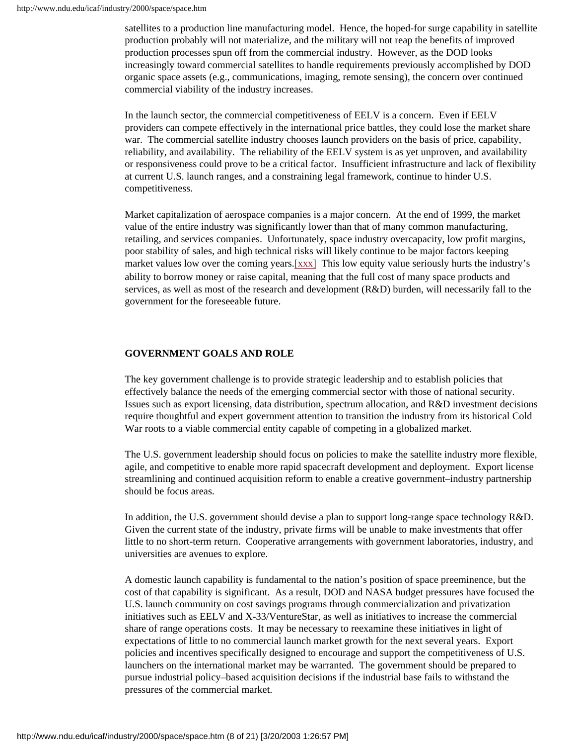satellites to a production line manufacturing model. Hence, the hoped-for surge capability in satellite production probably will not materialize, and the military will not reap the benefits of improved production processes spun off from the commercial industry. However, as the DOD looks increasingly toward commercial satellites to handle requirements previously accomplished by DOD organic space assets (e.g., communications, imaging, remote sensing), the concern over continued commercial viability of the industry increases.

In the launch sector, the commercial competitiveness of EELV is a concern. Even if EELV providers can compete effectively in the international price battles, they could lose the market share war. The commercial satellite industry chooses launch providers on the basis of price, capability, reliability, and availability. The reliability of the EELV system is as yet unproven, and availability or responsiveness could prove to be a critical factor. Insufficient infrastructure and lack of flexibility at current U.S. launch ranges, and a constraining legal framework, continue to hinder U.S. competitiveness.

Market capitalization of aerospace companies is a major concern. At the end of 1999, the market value of the entire industry was significantly lower than that of many common manufacturing, retailing, and services companies. Unfortunately, space industry overcapacity, low profit margins, poor stability of sales, and high technical risks will likely continue to be major factors keeping market values low over the coming years.[xxx] This low equity value seriously hurts the industry's ability to borrow money or raise capital, meaning that the full cost of many space products and services, as well as most of the research and development (R&D) burden, will necessarily fall to the government for the foreseeable future.

**GOVERNMENT GOALS AND ROLE**

The key government challenge is to provide strategic leadership and to establish policies that effectively balance the needs of the emerging commercial sector with those of national security. Issues such as export licensing, data distribution, spectrum allocation, and R&D investment decisions require thoughtful and expert government attention to transition the industry from its historical Cold War roots to a viable commercial entity capable of competing in a globalized market.

The U.S. government leadership should focus on policies to make the satellite industry more flexible, agile, and competitive to enable more rapid spacecraft development and deployment. Export license streamlining and continued acquisition reform to enable a creative government–industry partnership should be focus areas.

In addition, the U.S. government should devise a plan to support long-range space technology R&D. Given the current state of the industry, private firms will be unable to make investments that offer little to no short-term return. Cooperative arrangements with government laboratories, industry, and universities are avenues to explore.

A domestic launch capability is fundamental to the nation's position of space preeminence, but the cost of that capability is significant. As a result, DOD and NASA budget pressures have focused the U.S. launch community on cost savings programs through commercialization and privatization initiatives such as EELV and X-33/VentureStar, as well as initiatives to increase the commercial share of range operations costs. It may be necessary to reexamine these initiatives in light of expectations of little to no commercial launch market growth for the next several years. Export policies and incentives specifically designed to encourage and support the competitiveness of U.S. launchers on the international market may be warranted. The government should be prepared to pursue industrial policy–based acquisition decisions if the industrial base fails to withstand the pressures of the commercial market.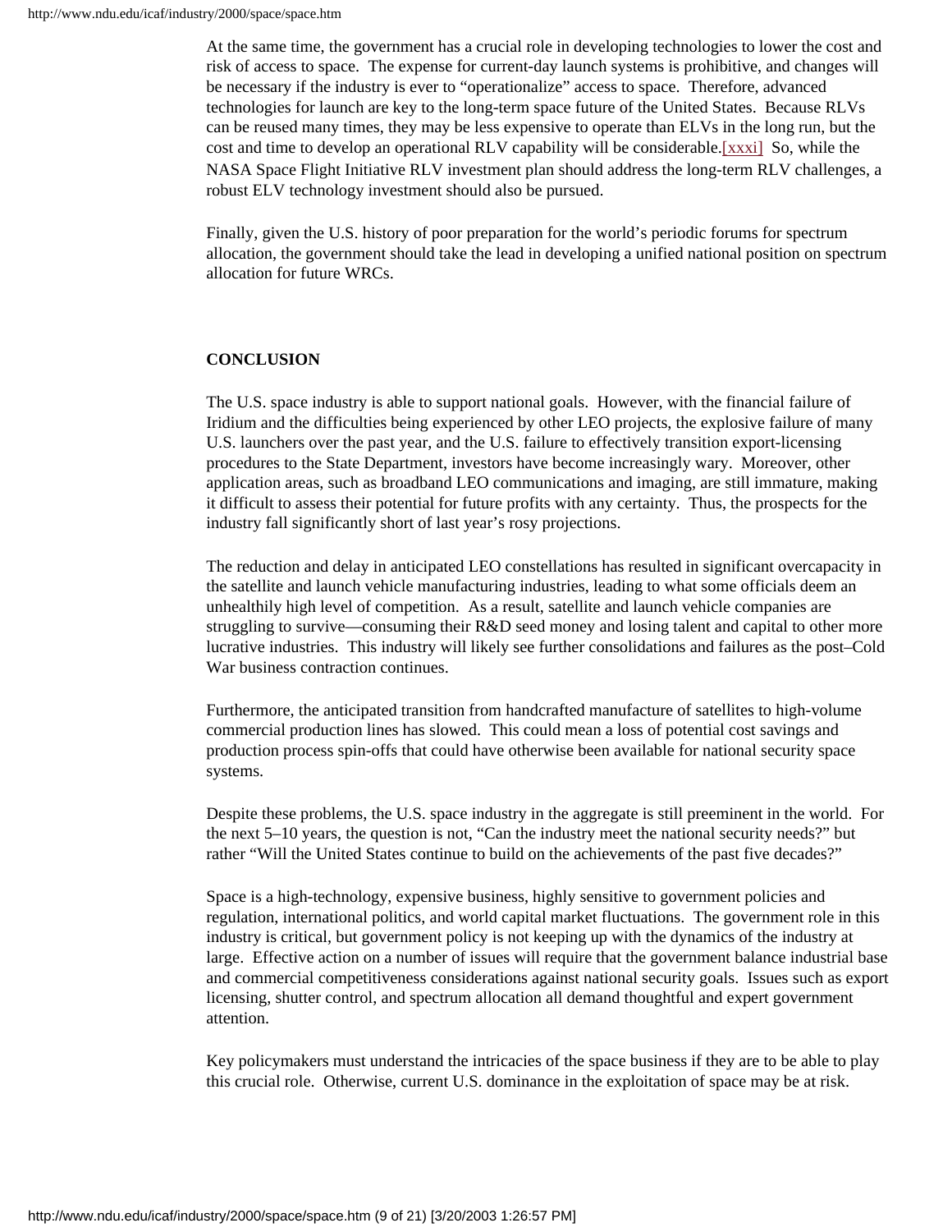At the same time, the government has a crucial role in developing technologies to lower the cost and risk of access to space. The expense for current-day launch systems is prohibitive, and changes will be necessary if the industry is ever to "operationalize" access to space. Therefore, advanced technologies for launch are key to the long-term space future of the United States. Because RLVs can be reused many times, they may be less expensive to operate than ELVs in the long run, but the cost and time to develop an operational RLV capability will be considerable.[xxxi] So, while the NASA Space Flight Initiative RLV investment plan should address the long-term RLV challenges, a robust ELV technology investment should also be pursued.

Finally, given the U.S. history of poor preparation for the world's periodic forums for spectrum allocation, the government should take the lead in developing a unified national position on spectrum allocation for future WRCs.

**CONCLUSION**

The U.S. space industry is able to support national goals. However, with the financial failure of Iridium and the difficulties being experienced by other LEO projects, the explosive failure of many U.S. launchers over the past year, and the U.S. failure to effectively transition export-licensing procedures to the State Department, investors have become increasingly wary. Moreover, other application areas, such as broadband LEO communications and imaging, are still immature, making it difficult to assess their potential for future profits with any certainty. Thus, the prospects for the industry fall significantly short of last year's rosy projections.

The reduction and delay in anticipated LEO constellations has resulted in significant overcapacity in the satellite and launch vehicle manufacturing industries, leading to what some officials deem an unhealthily high level of competition. As a result, satellite and launch vehicle companies are struggling to survive—consuming their R&D seed money and losing talent and capital to other more lucrative industries. This industry will likely see further consolidations and failures as the post–Cold War business contraction continues.

Furthermore, the anticipated transition from handcrafted manufacture of satellites to high-volume commercial production lines has slowed. This could mean a loss of potential cost savings and production process spin-offs that could have otherwise been available for national security space systems.

Despite these problems, the U.S. space industry in the aggregate is still preeminent in the world. For the next 5–10 years, the question is not, "Can the industry meet the national security needs?" but rather "Will the United States continue to build on the achievements of the past five decades?"

Space is a high-technology, expensive business, highly sensitive to government policies and regulation, international politics, and world capital market fluctuations. The government role in this industry is critical, but government policy is not keeping up with the dynamics of the industry at large. Effective action on a number of issues will require that the government balance industrial base and commercial competitiveness considerations against national security goals. Issues such as export licensing, shutter control, and spectrum allocation all demand thoughtful and expert government attention.

Key policymakers must understand the intricacies of the space business if they are to be able to play this crucial role. Otherwise, current U.S. dominance in the exploitation of space may be at risk.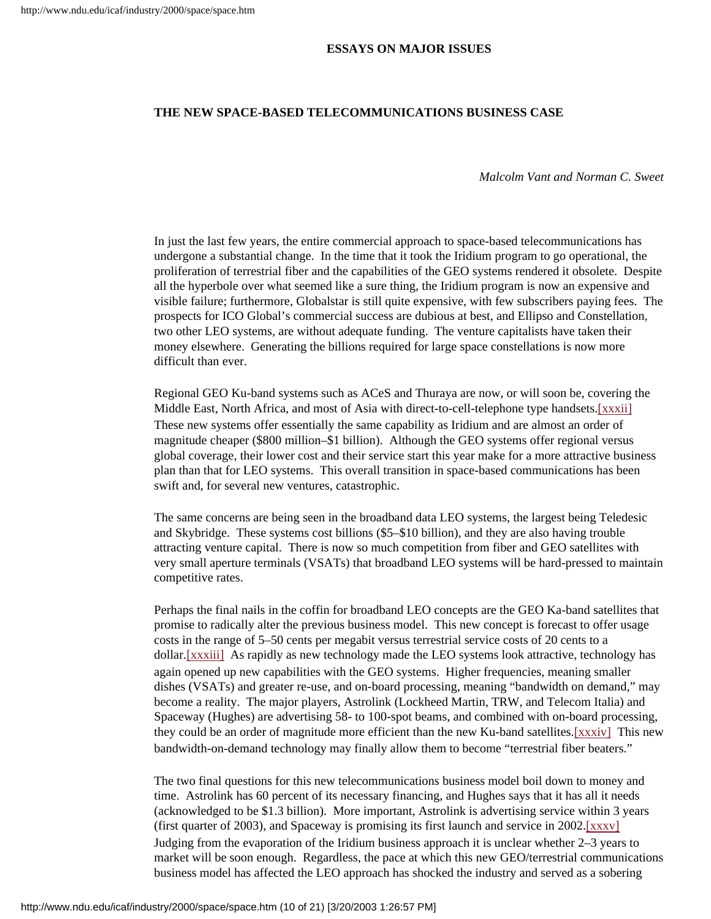**ESSAYS ON MAJOR ISSUES**

**THE NEW SPACE-BASED TELECOMMUNICATIONS BUSINESS CASE**

*Malcolm Vant and Norman C. Sweet*

In just the last few years, the entire commercial approach to space-based telecommunications has undergone a substantial change. In the time that it took the Iridium program to go operational, the proliferation of terrestrial fiber and the capabilities of the GEO systems rendered it obsolete. Despite all the hyperbole over what seemed like a sure thing, the Iridium program is now an expensive and visible failure; furthermore, Globalstar is still quite expensive, with few subscribers paying fees. The prospects for ICO Global's commercial success are dubious at best, and Ellipso and Constellation, two other LEO systems, are without adequate funding. The venture capitalists have taken their money elsewhere. Generating the billions required for large space constellations is now more difficult than ever.

Regional GEO Ku-band systems such as ACeS and Thuraya are now, or will soon be, covering the Middle East, North Africa, and most of Asia with direct-to-cell-telephone type handsets.[xxxii] These new systems offer essentially the same capability as Iridium and are almost an order of magnitude cheaper ($800 million–$1 billion). Although the GEO systems offer regional versus global coverage, their lower cost and their service start this year make for a more attractive business plan than that for LEO systems. This overall transition in space-based communications has been swift and, for several new ventures, catastrophic.

The same concerns are being seen in the broadband data LEO systems, the largest being Teledesic and Skybridge. These systems cost billions ($5–$10 billion), and they are also having trouble attracting venture capital. There is now so much competition from fiber and GEO satellites with very small aperture terminals (VSATs) that broadband LEO systems will be hard-pressed to maintain competitive rates.

Perhaps the final nails in the coffin for broadband LEO concepts are the GEO Ka-band satellites that promise to radically alter the previous business model. This new concept is forecast to offer usage costs in the range of 5–50 cents per megabit versus terrestrial service costs of 20 cents to a dollar.[xxxiii] As rapidly as new technology made the LEO systems look attractive, technology has again opened up new capabilities with the GEO systems. Higher frequencies, meaning smaller dishes (VSATs) and greater re-use, and on-board processing, meaning "bandwidth on demand," may become a reality. The major players, Astrolink (Lockheed Martin, TRW, and Telecom Italia) and Spaceway (Hughes) are advertising 58- to 100-spot beams, and combined with on-board processing, they could be an order of magnitude more efficient than the new Ku-band satellites.[xxxiv] This new bandwidth-on-demand technology may finally allow them to become "terrestrial fiber beaters."

The two final questions for this new telecommunications business model boil down to money and time. Astrolink has 60 percent of its necessary financing, and Hughes says that it has all it needs (acknowledged to be $1.3 billion). More important, Astrolink is advertising service within 3 years (first quarter of 2003), and Spaceway is promising its first launch and service in 2002.[xxxv] Judging from the evaporation of the Iridium business approach it is unclear whether 2–3 years to market will be soon enough. Regardless, the pace at which this new GEO/terrestrial communications business model has affected the LEO approach has shocked the industry and served as a sobering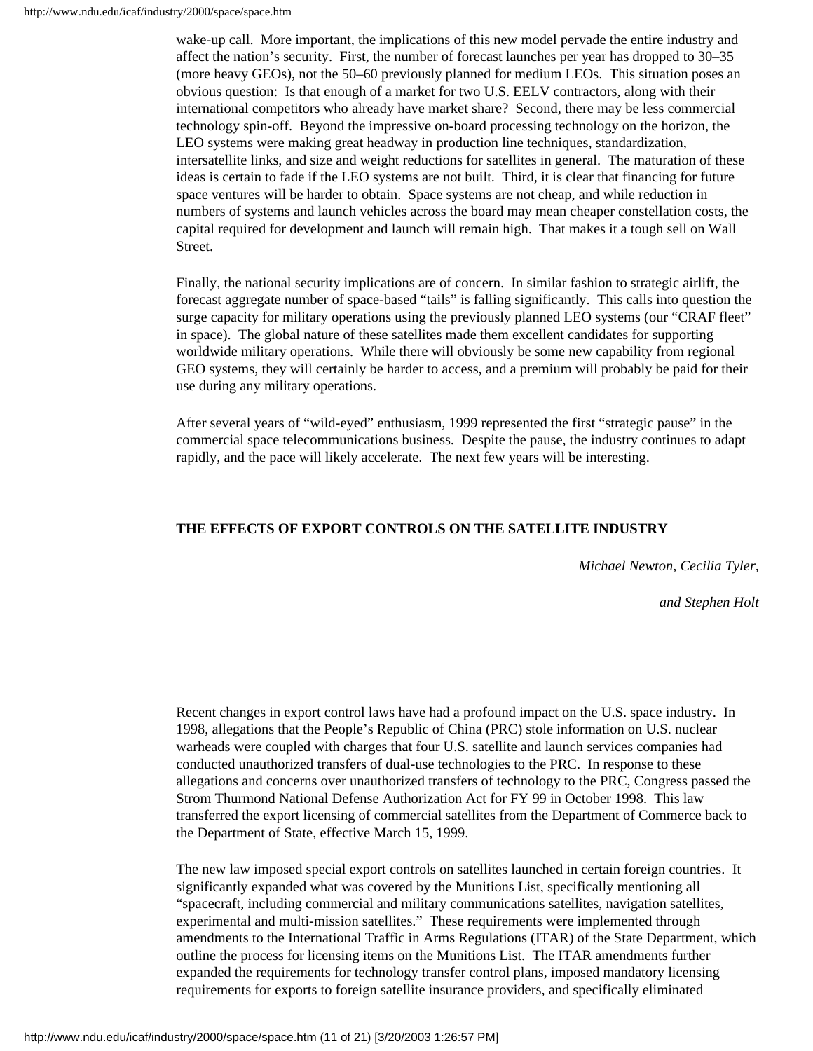wake-up call. More important, the implications of this new model pervade the entire industry and affect the nation's security. First, the number of forecast launches per year has dropped to 30–35 (more heavy GEOs), not the 50–60 previously planned for medium LEOs. This situation poses an obvious question: Is that enough of a market for two U.S. EELV contractors, along with their international competitors who already have market share? Second, there may be less commercial technology spin-off. Beyond the impressive on-board processing technology on the horizon, the LEO systems were making great headway in production line techniques, standardization, intersatellite links, and size and weight reductions for satellites in general. The maturation of these ideas is certain to fade if the LEO systems are not built. Third, it is clear that financing for future space ventures will be harder to obtain. Space systems are not cheap, and while reduction in numbers of systems and launch vehicles across the board may mean cheaper constellation costs, the capital required for development and launch will remain high. That makes it a tough sell on Wall Street.

Finally, the national security implications are of concern. In similar fashion to strategic airlift, the forecast aggregate number of space-based "tails" is falling significantly. This calls into question the surge capacity for military operations using the previously planned LEO systems (our "CRAF fleet" in space). The global nature of these satellites made them excellent candidates for supporting worldwide military operations. While there will obviously be some new capability from regional GEO systems, they will certainly be harder to access, and a premium will probably be paid for their use during any military operations.

After several years of "wild-eyed" enthusiasm, 1999 represented the first "strategic pause" in the commercial space telecommunications business. Despite the pause, the industry continues to adapt rapidly, and the pace will likely accelerate. The next few years will be interesting.

## THE EFFECTS OF EXPORT CONTROLS ON THE SATELLITE INDUSTRY

*Michael Newton, Cecilia Tyler,*

*and Stephen Holt*

Recent changes in export control laws have had a profound impact on the U.S. space industry. In 1998, allegations that the People's Republic of China (PRC) stole information on U.S. nuclear warheads were coupled with charges that four U.S. satellite and launch services companies had conducted unauthorized transfers of dual-use technologies to the PRC. In response to these allegations and concerns over unauthorized transfers of technology to the PRC, Congress passed the Strom Thurmond National Defense Authorization Act for FY 99 in October 1998. This law transferred the export licensing of commercial satellites from the Department of Commerce back to the Department of State, effective March 15, 1999.

The new law imposed special export controls on satellites launched in certain foreign countries. It significantly expanded what was covered by the Munitions List, specifically mentioning all "spacecraft, including commercial and military communications satellites, navigation satellites, experimental and multi-mission satellites." These requirements were implemented through amendments to the International Traffic in Arms Regulations (ITAR) of the State Department, which outline the process for licensing items on the Munitions List. The ITAR amendments further expanded the requirements for technology transfer control plans, imposed mandatory licensing requirements for exports to foreign satellite insurance providers, and specifically eliminated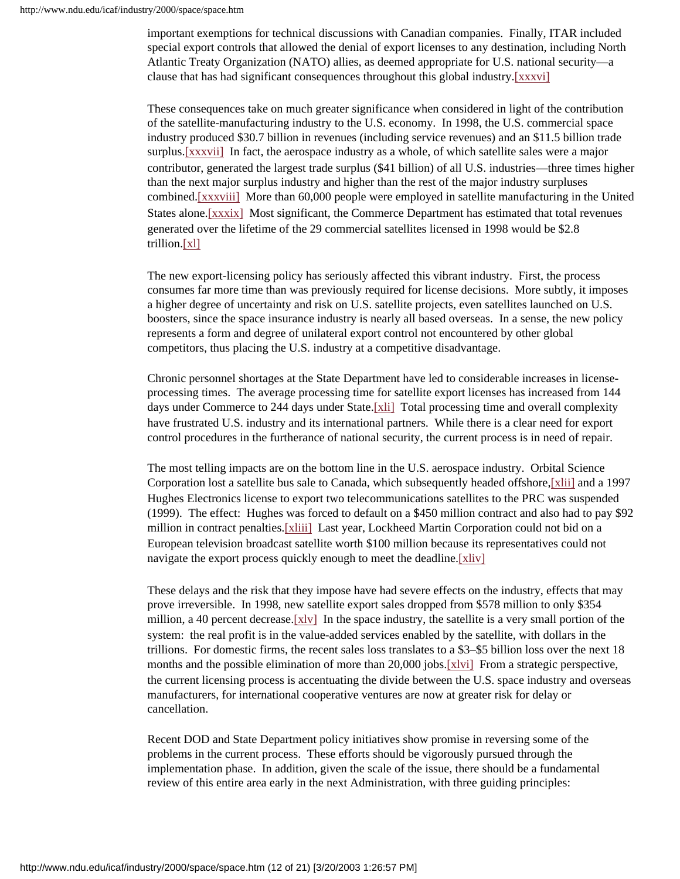important exemptions for technical discussions with Canadian companies. Finally, ITAR included special export controls that allowed the denial of export licenses to any destination, including North Atlantic Treaty Organization (NATO) allies, as deemed appropriate for U.S. national security—a clause that has had significant consequences throughout this global industry.[xxxvi]

These consequences take on much greater significance when considered in light of the contribution of the satellite-manufacturing industry to the U.S. economy. In 1998, the U.S. commercial space industry produced $30.7 billion in revenues (including service revenues) and an $11.5 billion trade surplus.[xxxvii] In fact, the aerospace industry as a whole, of which satellite sales were a major contributor, generated the largest trade surplus ($41 billion) of all U.S. industries—three times higher than the next major surplus industry and higher than the rest of the major industry surpluses combined.[xxxviii] More than 60,000 people were employed in satellite manufacturing in the United States alone.[xxxix] Most significant, the Commerce Department has estimated that total revenues generated over the lifetime of the 29 commercial satellites licensed in 1998 would be $2.8 trillion.[xl]

The new export-licensing policy has seriously affected this vibrant industry. First, the process consumes far more time than was previously required for license decisions. More subtly, it imposes a higher degree of uncertainty and risk on U.S. satellite projects, even satellites launched on U.S. boosters, since the space insurance industry is nearly all based overseas. In a sense, the new policy represents a form and degree of unilateral export control not encountered by other global competitors, thus placing the U.S. industry at a competitive disadvantage.

Chronic personnel shortages at the State Department have led to considerable increases in license-processing times. The average processing time for satellite export licenses has increased from 144 days under Commerce to 244 days under State.[xli] Total processing time and overall complexity have frustrated U.S. industry and its international partners. While there is a clear need for export control procedures in the furtherance of national security, the current process is in need of repair.

The most telling impacts are on the bottom line in the U.S. aerospace industry. Orbital Science Corporation lost a satellite bus sale to Canada, which subsequently headed offshore,[xlii] and a 1997 Hughes Electronics license to export two telecommunications satellites to the PRC was suspended (1999). The effect: Hughes was forced to default on a $450 million contract and also had to pay $92 million in contract penalties.[xliii] Last year, Lockheed Martin Corporation could not bid on a European television broadcast satellite worth $100 million because its representatives could not navigate the export process quickly enough to meet the deadline.[xliv]

These delays and the risk that they impose have had severe effects on the industry, effects that may prove irreversible. In 1998, new satellite export sales dropped from $578 million to only $354 million, a 40 percent decrease.[xlv] In the space industry, the satellite is a very small portion of the system: the real profit is in the value-added services enabled by the satellite, with dollars in the trillions. For domestic firms, the recent sales loss translates to a $3–$5 billion loss over the next 18 months and the possible elimination of more than 20,000 jobs.[xlvi] From a strategic perspective, the current licensing process is accentuating the divide between the U.S. space industry and overseas manufacturers, for international cooperative ventures are now at greater risk for delay or cancellation.

Recent DOD and State Department policy initiatives show promise in reversing some of the problems in the current process. These efforts should be vigorously pursued through the implementation phase. In addition, given the scale of the issue, there should be a fundamental review of this entire area early in the next Administration, with three guiding principles: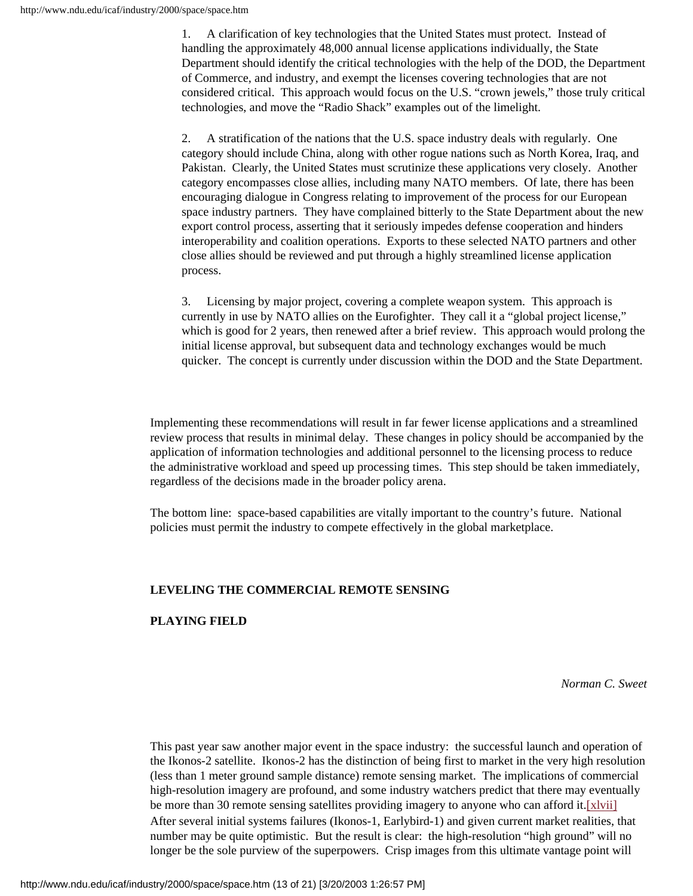1. A clarification of key technologies that the United States must protect. Instead of handling the approximately 48,000 annual license applications individually, the State Department should identify the critical technologies with the help of the DOD, the Department of Commerce, and industry, and exempt the licenses covering technologies that are not considered critical. This approach would focus on the U.S. "crown jewels," those truly critical technologies, and move the "Radio Shack" examples out of the limelight.

2. A stratification of the nations that the U.S. space industry deals with regularly. One category should include China, along with other rogue nations such as North Korea, Iraq, and Pakistan. Clearly, the United States must scrutinize these applications very closely. Another category encompasses close allies, including many NATO members. Of late, there has been encouraging dialogue in Congress relating to improvement of the process for our European space industry partners. They have complained bitterly to the State Department about the new export control process, asserting that it seriously impedes defense cooperation and hinders interoperability and coalition operations. Exports to these selected NATO partners and other close allies should be reviewed and put through a highly streamlined license application process.

3. Licensing by major project, covering a complete weapon system. This approach is currently in use by NATO allies on the Eurofighter. They call it a "global project license," which is good for 2 years, then renewed after a brief review. This approach would prolong the initial license approval, but subsequent data and technology exchanges would be much quicker. The concept is currently under discussion within the DOD and the State Department.

Implementing these recommendations will result in far fewer license applications and a streamlined review process that results in minimal delay. These changes in policy should be accompanied by the application of information technologies and additional personnel to the licensing process to reduce the administrative workload and speed up processing times. This step should be taken immediately, regardless of the decisions made in the broader policy arena.

The bottom line: space-based capabilities are vitally important to the country's future. National policies must permit the industry to compete effectively in the global marketplace.

## LEVELING THE COMMERCIAL REMOTE SENSING PLAYING FIELD

*Norman C. Sweet*

This past year saw another major event in the space industry: the successful launch and operation of the Ikonos-2 satellite. Ikonos-2 has the distinction of being first to market in the very high resolution (less than 1 meter ground sample distance) remote sensing market. The implications of commercial high-resolution imagery are profound, and some industry watchers predict that there may eventually be more than 30 remote sensing satellites providing imagery to anyone who can afford it.[xlvii] After several initial systems failures (Ikonos-1, Earlybird-1) and given current market realities, that number may be quite optimistic. But the result is clear: the high-resolution "high ground" will no longer be the sole purview of the superpowers. Crisp images from this ultimate vantage point will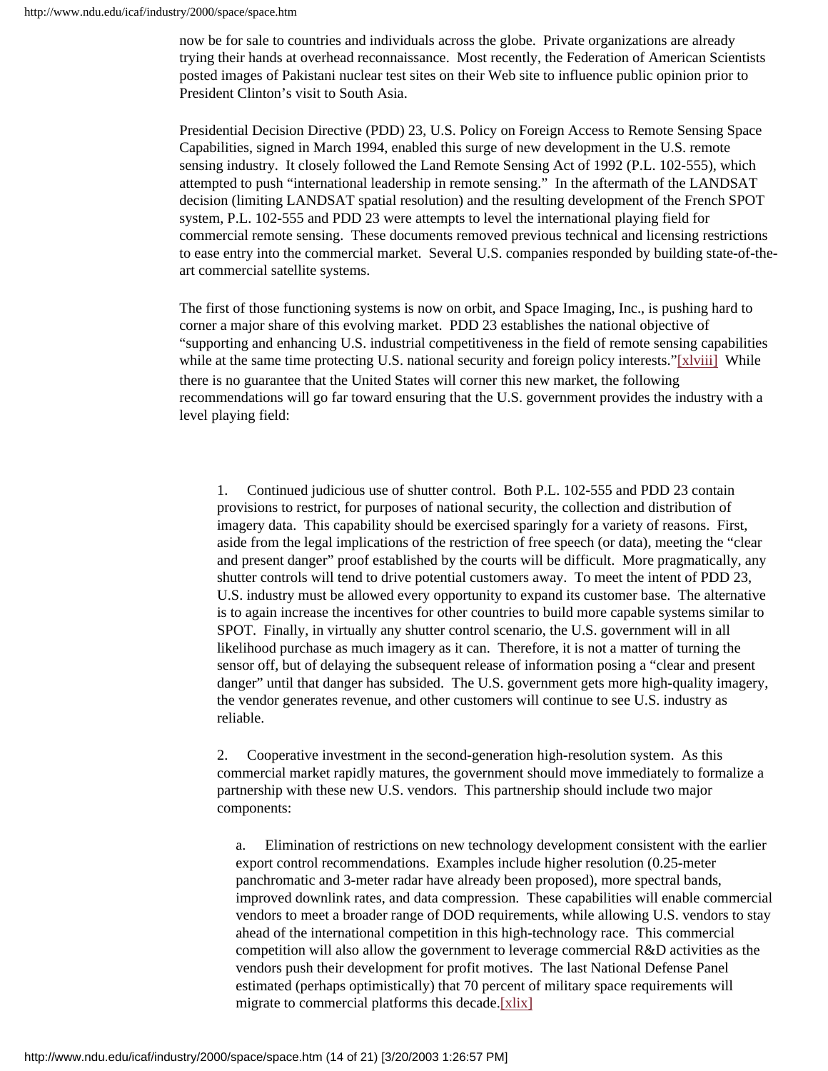now be for sale to countries and individuals across the globe. Private organizations are already trying their hands at overhead reconnaissance. Most recently, the Federation of American Scientists posted images of Pakistani nuclear test sites on their Web site to influence public opinion prior to President Clinton's visit to South Asia.

Presidential Decision Directive (PDD) 23, U.S. Policy on Foreign Access to Remote Sensing Space Capabilities, signed in March 1994, enabled this surge of new development in the U.S. remote sensing industry. It closely followed the Land Remote Sensing Act of 1992 (P.L. 102-555), which attempted to push "international leadership in remote sensing." In the aftermath of the LANDSAT decision (limiting LANDSAT spatial resolution) and the resulting development of the French SPOT system, P.L. 102-555 and PDD 23 were attempts to level the international playing field for commercial remote sensing. These documents removed previous technical and licensing restrictions to ease entry into the commercial market. Several U.S. companies responded by building state-of-the-art commercial satellite systems.

The first of those functioning systems is now on orbit, and Space Imaging, Inc., is pushing hard to corner a major share of this evolving market. PDD 23 establishes the national objective of "supporting and enhancing U.S. industrial competitiveness in the field of remote sensing capabilities while at the same time protecting U.S. national security and foreign policy interests."[xlviii] While there is no guarantee that the United States will corner this new market, the following recommendations will go far toward ensuring that the U.S. government provides the industry with a level playing field:

1. Continued judicious use of shutter control. Both P.L. 102-555 and PDD 23 contain provisions to restrict, for purposes of national security, the collection and distribution of imagery data. This capability should be exercised sparingly for a variety of reasons. First, aside from the legal implications of the restriction of free speech (or data), meeting the "clear and present danger" proof established by the courts will be difficult. More pragmatically, any shutter controls will tend to drive potential customers away. To meet the intent of PDD 23, U.S. industry must be allowed every opportunity to expand its customer base. The alternative is to again increase the incentives for other countries to build more capable systems similar to SPOT. Finally, in virtually any shutter control scenario, the U.S. government will in all likelihood purchase as much imagery as it can. Therefore, it is not a matter of turning the sensor off, but of delaying the subsequent release of information posing a "clear and present danger" until that danger has subsided. The U.S. government gets more high-quality imagery, the vendor generates revenue, and other customers will continue to see U.S. industry as reliable.

2. Cooperative investment in the second-generation high-resolution system. As this commercial market rapidly matures, the government should move immediately to formalize a partnership with these new U.S. vendors. This partnership should include two major components:

   a. Elimination of restrictions on new technology development consistent with the earlier export control recommendations. Examples include higher resolution (0.25-meter panchromatic and 3-meter radar have already been proposed), more spectral bands, improved downlink rates, and data compression. These capabilities will enable commercial vendors to meet a broader range of DOD requirements, while allowing U.S. vendors to stay ahead of the international competition in this high-technology race. This commercial competition will also allow the government to leverage commercial R&D activities as the vendors push their development for profit motives. The last National Defense Panel estimated (perhaps optimistically) that 70 percent of military space requirements will migrate to commercial platforms this decade.[xlix]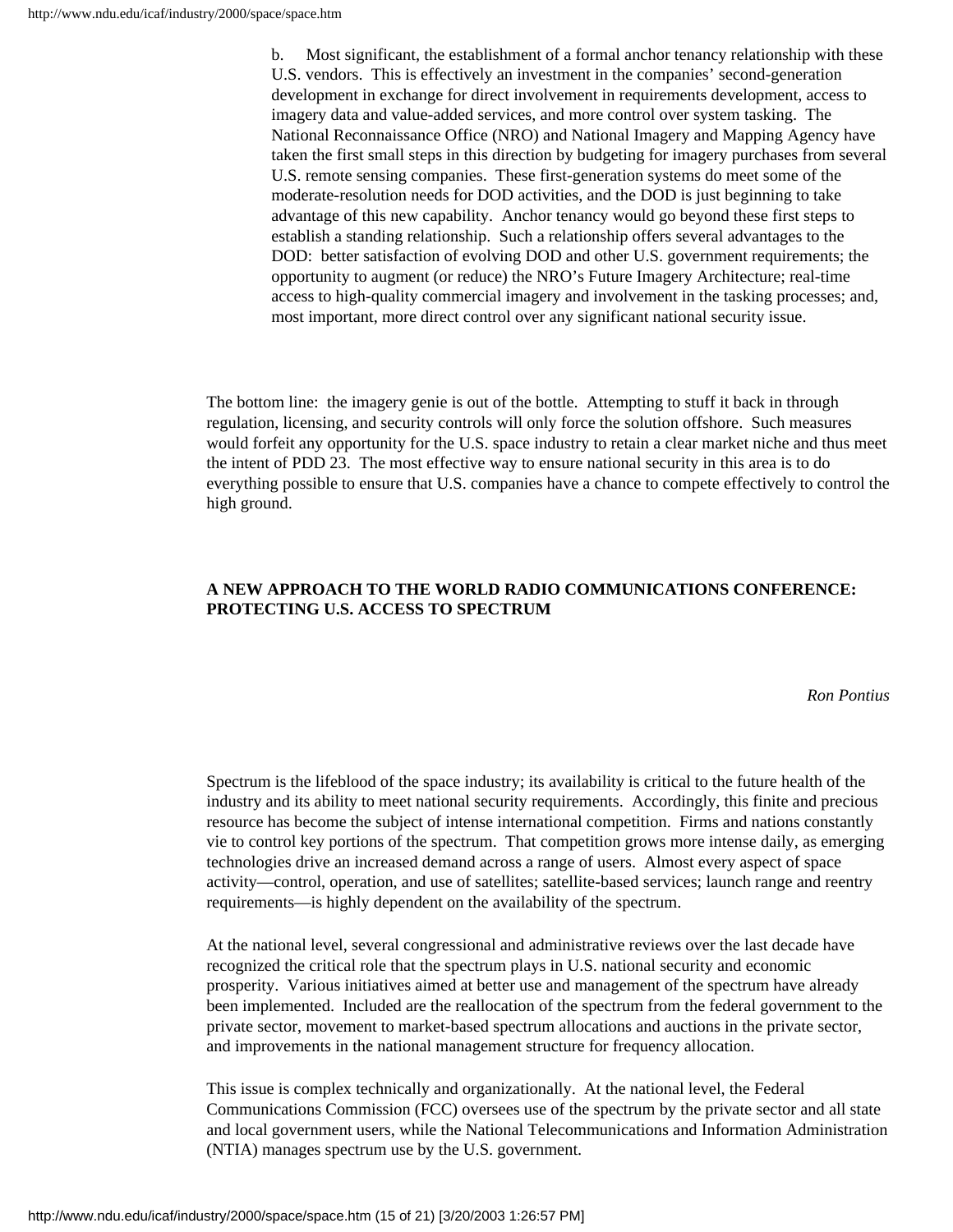b. Most significant, the establishment of a formal anchor tenancy relationship with these U.S. vendors. This is effectively an investment in the companies' second-generation development in exchange for direct involvement in requirements development, access to imagery data and value-added services, and more control over system tasking. The National Reconnaissance Office (NRO) and National Imagery and Mapping Agency have taken the first small steps in this direction by budgeting for imagery purchases from several U.S. remote sensing companies. These first-generation systems do meet some of the moderate-resolution needs for DOD activities, and the DOD is just beginning to take advantage of this new capability. Anchor tenancy would go beyond these first steps to establish a standing relationship. Such a relationship offers several advantages to the DOD: better satisfaction of evolving DOD and other U.S. government requirements; the opportunity to augment (or reduce) the NRO's Future Imagery Architecture; real-time access to high-quality commercial imagery and involvement in the tasking processes; and, most important, more direct control over any significant national security issue.

The bottom line: the imagery genie is out of the bottle. Attempting to stuff it back in through regulation, licensing, and security controls will only force the solution offshore. Such measures would forfeit any opportunity for the U.S. space industry to retain a clear market niche and thus meet the intent of PDD 23. The most effective way to ensure national security in this area is to do everything possible to ensure that U.S. companies have a chance to compete effectively to control the high ground.

## A NEW APPROACH TO THE WORLD RADIO COMMUNICATIONS CONFERENCE: PROTECTING U.S. ACCESS TO SPECTRUM

*Ron Pontius*

Spectrum is the lifeblood of the space industry; its availability is critical to the future health of the industry and its ability to meet national security requirements. Accordingly, this finite and precious resource has become the subject of intense international competition. Firms and nations constantly vie to control key portions of the spectrum. That competition grows more intense daily, as emerging technologies drive an increased demand across a range of users. Almost every aspect of space activity—control, operation, and use of satellites; satellite-based services; launch range and reentry requirements—is highly dependent on the availability of the spectrum.

At the national level, several congressional and administrative reviews over the last decade have recognized the critical role that the spectrum plays in U.S. national security and economic prosperity. Various initiatives aimed at better use and management of the spectrum have already been implemented. Included are the reallocation of the spectrum from the federal government to the private sector, movement to market-based spectrum allocations and auctions in the private sector, and improvements in the national management structure for frequency allocation.

This issue is complex technically and organizationally. At the national level, the Federal Communications Commission (FCC) oversees use of the spectrum by the private sector and all state and local government users, while the National Telecommunications and Information Administration (NTIA) manages spectrum use by the U.S. government.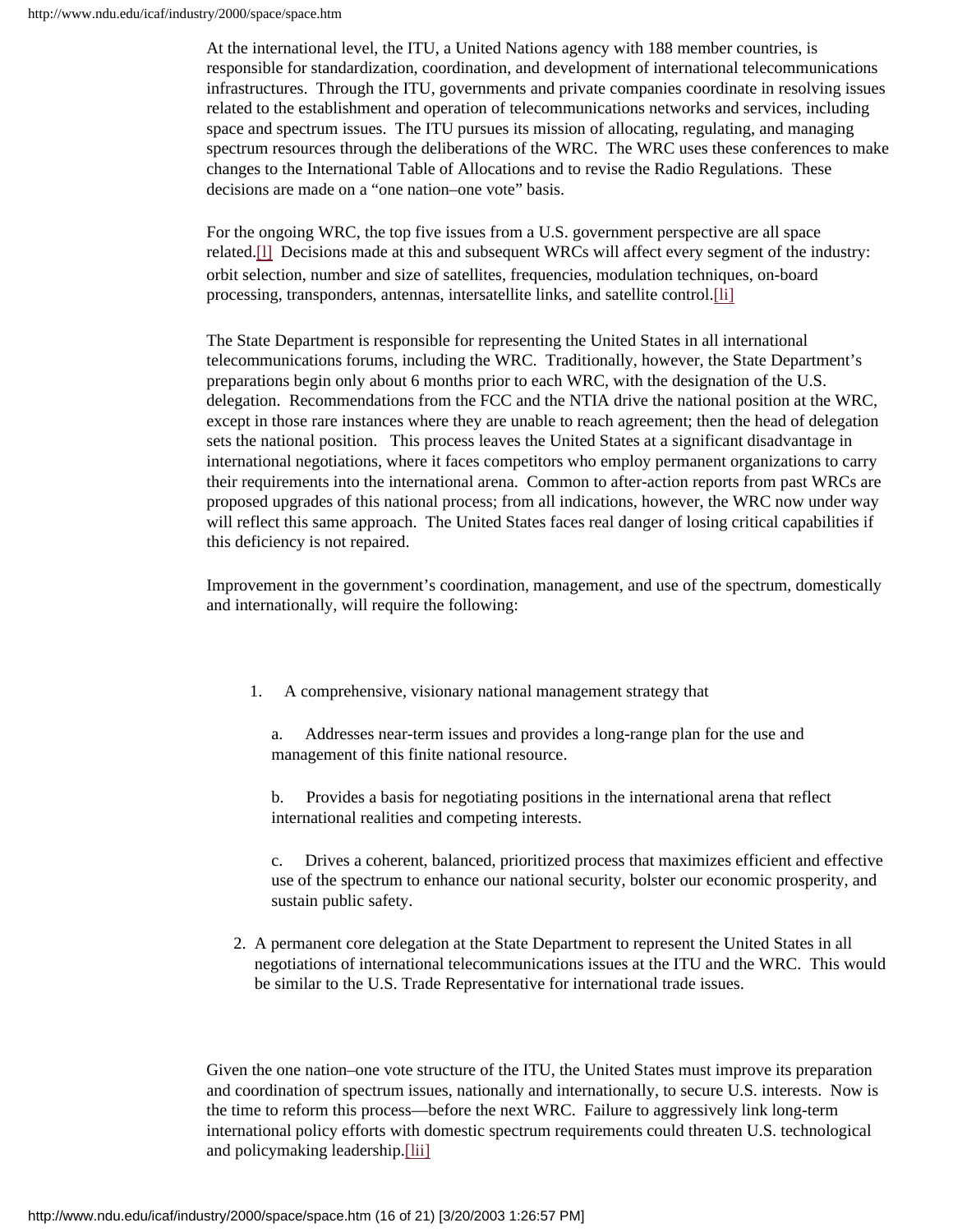At the international level, the ITU, a United Nations agency with 188 member countries, is responsible for standardization, coordination, and development of international telecommunications infrastructures. Through the ITU, governments and private companies coordinate in resolving issues related to the establishment and operation of telecommunications networks and services, including space and spectrum issues. The ITU pursues its mission of allocating, regulating, and managing spectrum resources through the deliberations of the WRC. The WRC uses these conferences to make changes to the International Table of Allocations and to revise the Radio Regulations. These decisions are made on a "one nation–one vote" basis.

For the ongoing WRC, the top five issues from a U.S. government perspective are all space related.[l] Decisions made at this and subsequent WRCs will affect every segment of the industry: orbit selection, number and size of satellites, frequencies, modulation techniques, on-board processing, transponders, antennas, intersatellite links, and satellite control.[li]

The State Department is responsible for representing the United States in all international telecommunications forums, including the WRC. Traditionally, however, the State Department's preparations begin only about 6 months prior to each WRC, with the designation of the U.S. delegation. Recommendations from the FCC and the NTIA drive the national position at the WRC, except in those rare instances where they are unable to reach agreement; then the head of delegation sets the national position. This process leaves the United States at a significant disadvantage in international negotiations, where it faces competitors who employ permanent organizations to carry their requirements into the international arena. Common to after-action reports from past WRCs are proposed upgrades of this national process; from all indications, however, the WRC now under way will reflect this same approach. The United States faces real danger of losing critical capabilities if this deficiency is not repaired.

Improvement in the government's coordination, management, and use of the spectrum, domestically and internationally, will require the following:

1. A comprehensive, visionary national management strategy that

   a. Addresses near-term issues and provides a long-range plan for the use and management of this finite national resource.

   b. Provides a basis for negotiating positions in the international arena that reflect international realities and competing interests.

   c. Drives a coherent, balanced, prioritized process that maximizes efficient and effective use of the spectrum to enhance our national security, bolster our economic prosperity, and sustain public safety.

2. A permanent core delegation at the State Department to represent the United States in all negotiations of international telecommunications issues at the ITU and the WRC. This would be similar to the U.S. Trade Representative for international trade issues.

Given the one nation–one vote structure of the ITU, the United States must improve its preparation and coordination of spectrum issues, nationally and internationally, to secure U.S. interests. Now is the time to reform this process—before the next WRC. Failure to aggressively link long-term international policy efforts with domestic spectrum requirements could threaten U.S. technological and policymaking leadership.[lii]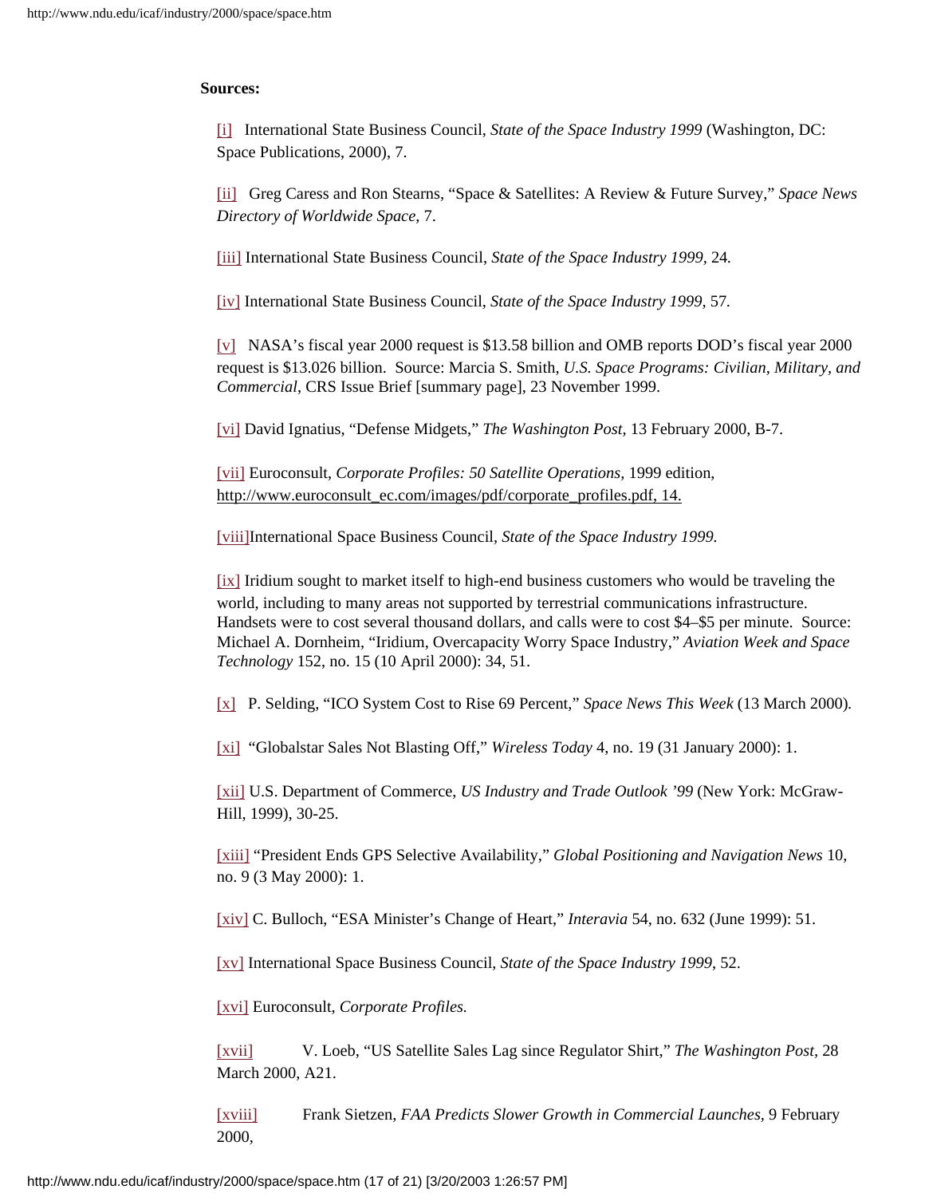**Sources:**

[i] International State Business Council, *State of the Space Industry 1999* (Washington, DC: Space Publications, 2000), 7.

[ii] Greg Caress and Ron Stearns, "Space & Satellites: A Review & Future Survey," *Space News Directory of Worldwide Space*, 7.

[iii] International State Business Council, *State of the Space Industry 1999*, 24.

[iv] International State Business Council, *State of the Space Industry 1999*, 57.

[v] NASA's fiscal year 2000 request is $13.58 billion and OMB reports DOD's fiscal year 2000 request is $13.026 billion. Source: Marcia S. Smith, *U.S. Space Programs: Civilian, Military, and Commercial*, CRS Issue Brief [summary page], 23 November 1999.

[vi] David Ignatius, "Defense Midgets," *The Washington Post*, 13 February 2000, B-7.

[vii] Euroconsult, *Corporate Profiles: 50 Satellite Operations*, 1999 edition, http://www.euroconsult_ec.com/images/pdf/corporate_profiles.pdf, 14.

[viii] International Space Business Council, *State of the Space Industry 1999.*

[ix] Iridium sought to market itself to high-end business customers who would be traveling the world, including to many areas not supported by terrestrial communications infrastructure. Handsets were to cost several thousand dollars, and calls were to cost $4–$5 per minute. Source: Michael A. Dornheim, "Iridium, Overcapacity Worry Space Industry," *Aviation Week and Space Technology* 152, no. 15 (10 April 2000): 34, 51.

[x] P. Selding, "ICO System Cost to Rise 69 Percent," *Space News This Week* (13 March 2000).

[xi] "Globalstar Sales Not Blasting Off," *Wireless Today* 4, no. 19 (31 January 2000): 1.

[xii] U.S. Department of Commerce, *US Industry and Trade Outlook '99* (New York: McGraw-Hill, 1999), 30-25.

[xiii] "President Ends GPS Selective Availability," *Global Positioning and Navigation News* 10, no. 9 (3 May 2000): 1.

[xiv] C. Bulloch, "ESA Minister's Change of Heart," *Interavia* 54, no. 632 (June 1999): 51.

[xv] International Space Business Council, *State of the Space Industry 1999*, 52.

[xvi] Euroconsult, *Corporate Profiles.*

[xvii] V. Loeb, "US Satellite Sales Lag since Regulator Shirt," *The Washington Post*, 28 March 2000, A21.

[xviii] Frank Sietzen, *FAA Predicts Slower Growth in Commercial Launches*, 9 February 2000,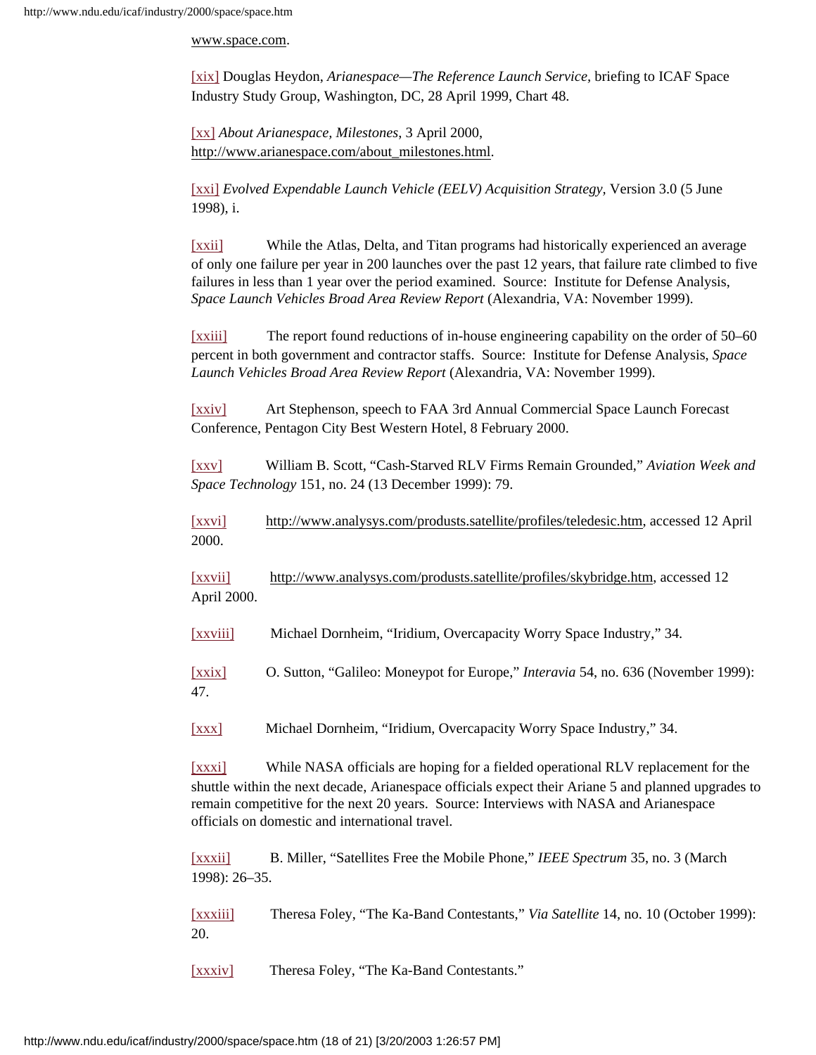www.space.com.

[xix] Douglas Heydon, *Arianespace—The Reference Launch Service,* briefing to ICAF Space Industry Study Group, Washington, DC, 28 April 1999, Chart 48.

[xx] *About Arianespace, Milestones*, 3 April 2000, http://www.arianespace.com/about_milestones.html.

[xxi] *Evolved Expendable Launch Vehicle (EELV) Acquisition Strategy,* Version 3.0 (5 June 1998), i.

[xxii] While the Atlas, Delta, and Titan programs had historically experienced an average of only one failure per year in 200 launches over the past 12 years, that failure rate climbed to five failures in less than 1 year over the period examined. Source: Institute for Defense Analysis, *Space Launch Vehicles Broad Area Review Report* (Alexandria, VA: November 1999).

[xxiii] The report found reductions of in-house engineering capability on the order of 50–60 percent in both government and contractor staffs. Source: Institute for Defense Analysis, *Space Launch Vehicles Broad Area Review Report* (Alexandria, VA: November 1999).

[xxiv] Art Stephenson, speech to FAA 3rd Annual Commercial Space Launch Forecast Conference, Pentagon City Best Western Hotel, 8 February 2000.

[xxv] William B. Scott, "Cash-Starved RLV Firms Remain Grounded," *Aviation Week and Space Technology* 151, no. 24 (13 December 1999): 79.

[xxvi] http://www.analysys.com/produsts.satellite/profiles/teledesic.htm, accessed 12 April 2000.

[xxvii] http://www.analysys.com/produsts.satellite/profiles/skybridge.htm, accessed 12 April 2000.

[xxviii] Michael Dornheim, "Iridium, Overcapacity Worry Space Industry," 34.

[xxix] O. Sutton, "Galileo: Moneypot for Europe," *Interavia* 54, no. 636 (November 1999): 47.

[xxx] Michael Dornheim, "Iridium, Overcapacity Worry Space Industry," 34.

[xxxi] While NASA officials are hoping for a fielded operational RLV replacement for the shuttle within the next decade, Arianespace officials expect their Ariane 5 and planned upgrades to remain competitive for the next 20 years. Source: Interviews with NASA and Arianespace officials on domestic and international travel.

[xxxii] B. Miller, "Satellites Free the Mobile Phone," *IEEE Spectrum* 35, no. 3 (March 1998): 26–35.

[xxxiii] Theresa Foley, "The Ka-Band Contestants," *Via Satellite* 14, no. 10 (October 1999): 20.

[xxxiv] Theresa Foley, "The Ka-Band Contestants."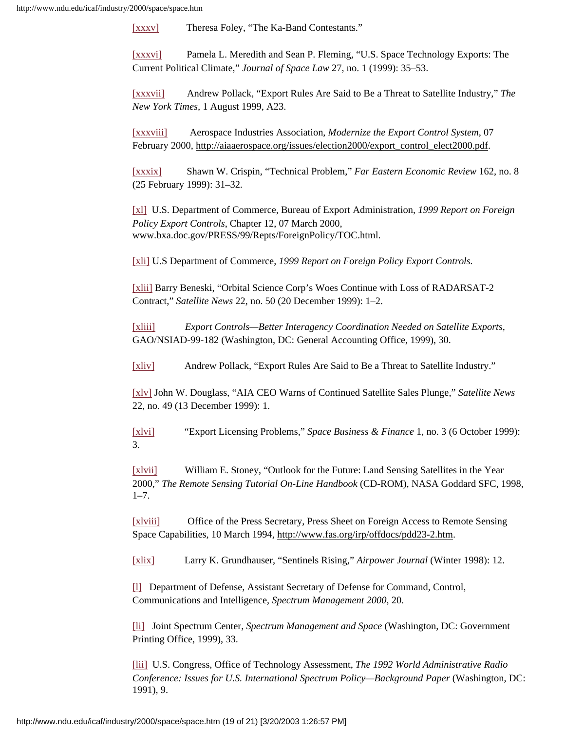[xxxv] Theresa Foley, "The Ka-Band Contestants."

[xxxvi] Pamela L. Meredith and Sean P. Fleming, "U.S. Space Technology Exports: The Current Political Climate," *Journal of Space Law* 27, no. 1 (1999): 35–53.

[xxxvii] Andrew Pollack, "Export Rules Are Said to Be a Threat to Satellite Industry," *The New York Times*, 1 August 1999, A23.

[xxxviii] Aerospace Industries Association, *Modernize the Export Control System*, 07 February 2000, http://aiaaerospace.org/issues/election2000/export_control_elect2000.pdf.

[xxxix] Shawn W. Crispin, "Technical Problem," *Far Eastern Economic Review* 162, no. 8 (25 February 1999): 31–32.

[xl] U.S. Department of Commerce, Bureau of Export Administration, *1999 Report on Foreign Policy Export Controls*, Chapter 12, 07 March 2000, www.bxa.doc.gov/PRESS/99/Repts/ForeignPolicy/TOC.html.

[xli] U.S Department of Commerce, *1999 Report on Foreign Policy Export Controls.*

[xlii] Barry Beneski, "Orbital Science Corp's Woes Continue with Loss of RADARSAT-2 Contract," *Satellite News* 22, no. 50 (20 December 1999): 1–2.

[xliii] *Export Controls—Better Interagency Coordination Needed on Satellite Exports*, GAO/NSIAD-99-182 (Washington, DC: General Accounting Office, 1999), 30.

[xliv] Andrew Pollack, "Export Rules Are Said to Be a Threat to Satellite Industry."

[xlv] John W. Douglass, "AIA CEO Warns of Continued Satellite Sales Plunge," *Satellite News* 22, no. 49 (13 December 1999): 1.

[xlvi] "Export Licensing Problems," *Space Business & Finance* 1, no. 3 (6 October 1999): 3.

[xlvii] William E. Stoney, "Outlook for the Future: Land Sensing Satellites in the Year 2000," *The Remote Sensing Tutorial On-Line Handbook* (CD-ROM), NASA Goddard SFC, 1998, 1–7.

[xlviii] Office of the Press Secretary, Press Sheet on Foreign Access to Remote Sensing Space Capabilities, 10 March 1994, http://www.fas.org/irp/offdocs/pdd23-2.htm.

[xlix] Larry K. Grundhauser, "Sentinels Rising," *Airpower Journal* (Winter 1998): 12.

[l] Department of Defense, Assistant Secretary of Defense for Command, Control, Communications and Intelligence, *Spectrum Management 2000,* 20.

[li] Joint Spectrum Center, *Spectrum Management and Space* (Washington, DC: Government Printing Office, 1999), 33.

[lii] U.S. Congress, Office of Technology Assessment, *The 1992 World Administrative Radio Conference: Issues for U.S. International Spectrum Policy—Background Paper* (Washington, DC: 1991), 9.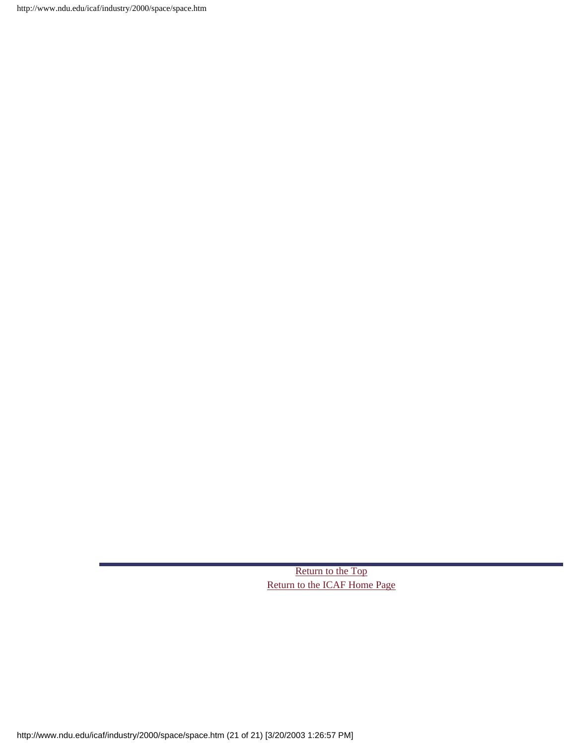---

Return to the Top

Return to the ICAF Home Page